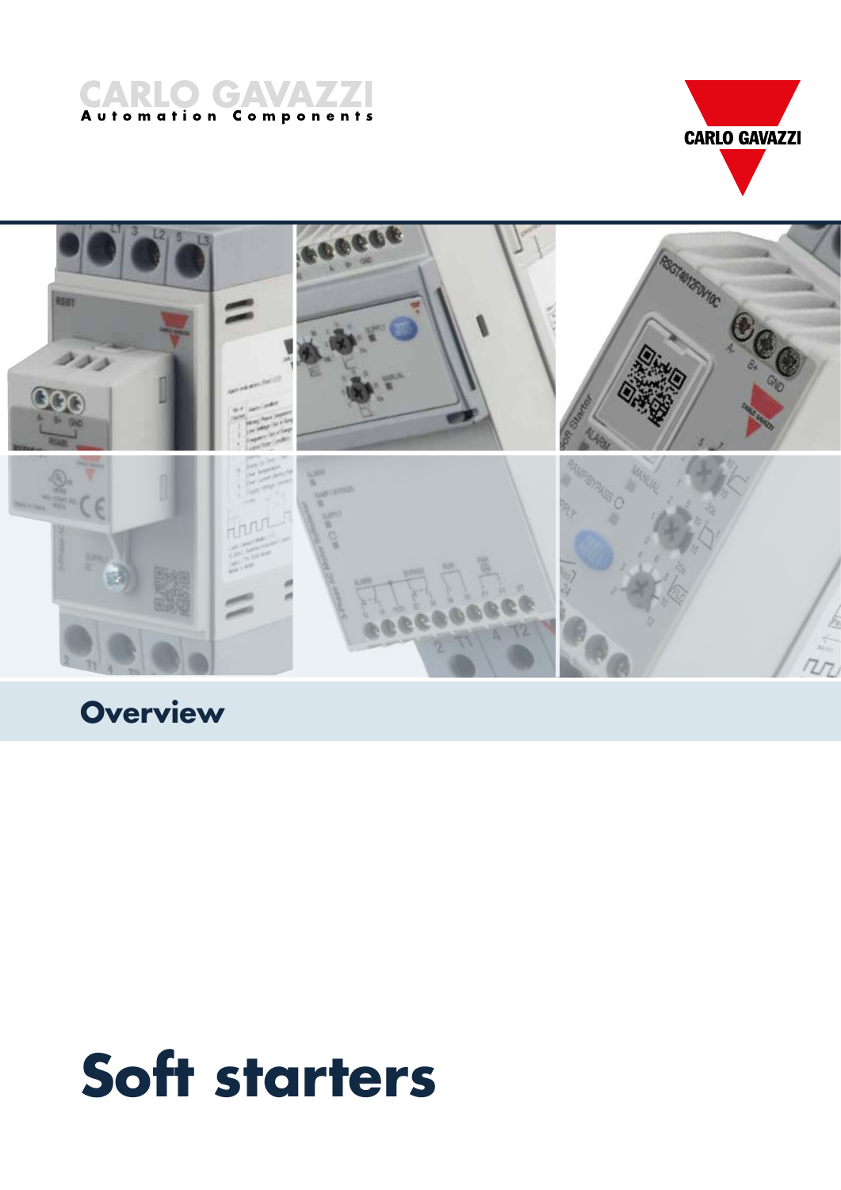CARLO GAVAZZI
Automation Components

CARLO GAVAZZI

## Overview

# Soft starters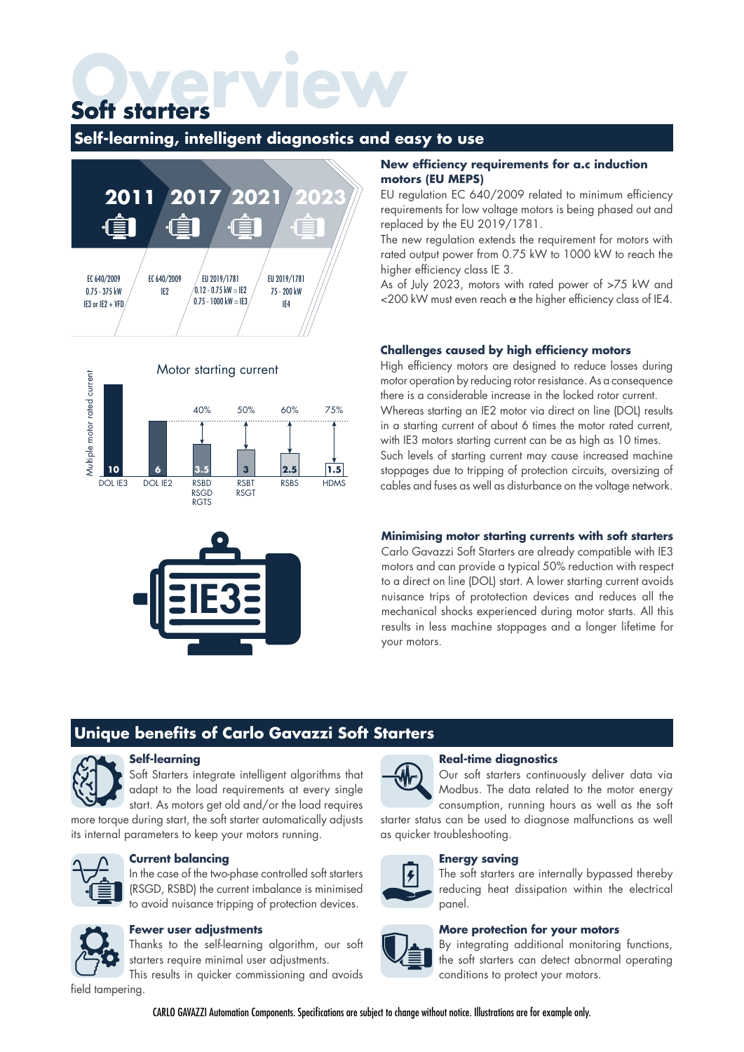# Overview

## Soft starters

### Self-learning, intelligent diagnostics and easy to use

| 2011 | 2017 | 2021 | 2023 |
|---|---|---|---|
| EC 640/2009 0.75 - 375 kW IE3 or IE2 + VFD | EC 640/2009 IE2 | EU 2019/1781 0.12 - 0.75 kW = IE2 0.75 - 1000 kW = IE3 | EU 2019/1781 75 - 200 kW IE4 |

Motor starting current

| | DOL IE3 | DOL IE2 | RSBD RSGD RGTS | RSBT RSGT | RSBS | HDMS |
|---|---|---|---|---|---|---|
| Multiple motor rated current | 10 | 6 | 3.5 | 3 | 2.5 | 1.5 |
| Reduction | | | 40% | 50% | 60% | 75% |

**New efficiency requirements for a.c induction motors (EU MEPS)**

EU regulation EC 640/2009 related to minimum efficiency requirements for low voltage motors is being phased out and replaced by the EU 2019/1781.

The new regulation extends the requirement for motors with rated output power from 0.75 kW to 1000 kW to reach the higher efficiency class IE 3.

As of July 2023, motors with rated power of >75 kW and <200 kW must even reach a the higher efficiency class of IE4.

**Challenges caused by high efficiency motors**

High efficiency motors are designed to reduce losses during motor operation by reducing rotor resistance. As a consequence there is a considerable increase in the locked rotor current.

Whereas starting an IE2 motor via direct on line (DOL) results in a starting current of about 6 times the motor rated current, with IE3 motors starting current can be as high as 10 times.

Such levels of starting current may cause increased machine stoppages due to tripping of protection circuits, oversizing of cables and fuses as well as disturbance on the voltage network.

**Minimising motor starting currents with soft starters**

Carlo Gavazzi Soft Starters are already compatible with IE3 motors and can provide a typical 50% reduction with respect to a direct on line (DOL) start. A lower starting current avoids nuisance trips of prototection devices and reduces all the mechanical shocks experienced during motor starts. All this results in less machine stoppages and a longer lifetime for your motors.

### Unique benefits of Carlo Gavazzi Soft Starters

**Self-learning**

Soft Starters integrate intelligent algorithms that adapt to the load requirements at every single start. As motors get old and/or the load requires more torque during start, the soft starter automatically adjusts its internal parameters to keep your motors running.

**Current balancing**

In the case of the two-phase controlled soft starters (RSGD, RSBD) the current imbalance is minimised to avoid nuisance tripping of protection devices.

**Fewer user adjustments**

Thanks to the self-learning algorithm, our soft starters require minimal user adjustments.

This results in quicker commissioning and avoids field tampering.

**Real-time diagnostics**

Our soft starters continuously deliver data via Modbus. The data related to the motor energy consumption, running hours as well as the soft starter status can be used to diagnose malfunctions as well as quicker troubleshooting.

**Energy saving**

The soft starters are internally bypassed thereby reducing heat dissipation within the electrical panel.

**More protection for your motors**

By integrating additional monitoring functions, the soft starters can detect abnormal operating conditions to protect your motors.

CARLO GAVAZZI Automation Components. Specifications are subject to change without notice. Illustrations are for example only.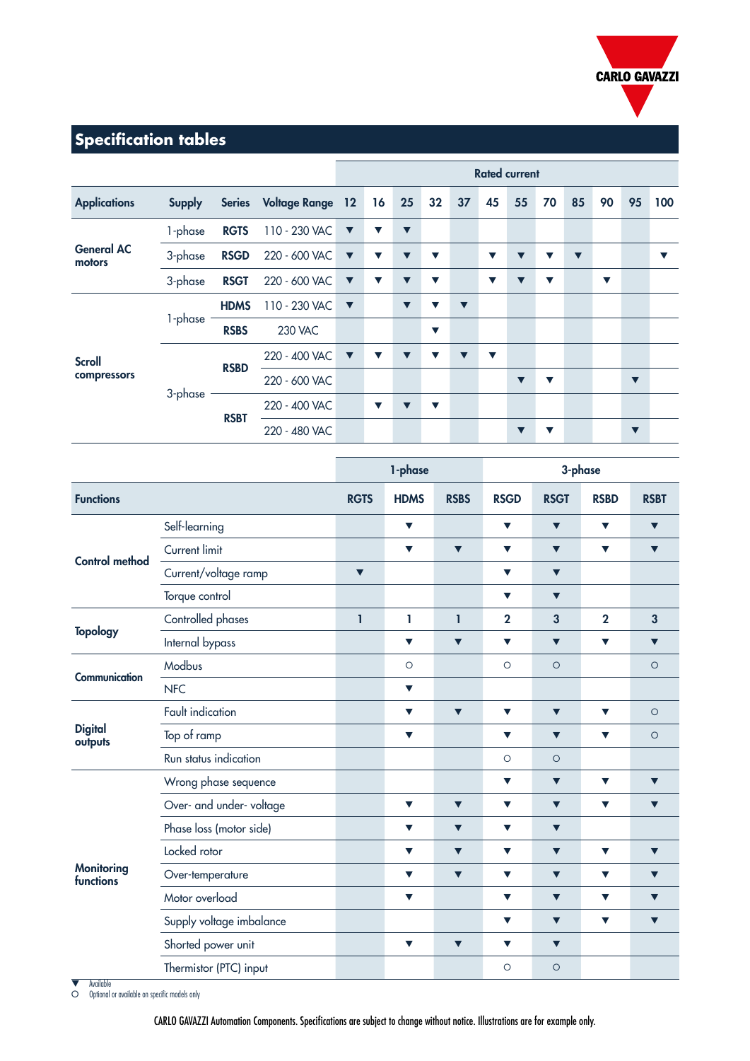## Specification tables

| Applications | Supply | Series | Voltage Range | Rated current | | | | | | | | | | | |
|---|---|---|---|---|---|---|---|---|---|---|---|---|---|---|---|
| | | | | 12 | 16 | 25 | 32 | 37 | 45 | 55 | 70 | 85 | 90 | 95 | 100 |
| General AC motors | 1-phase | RGTS | 110 - 230 VAC | ▼ | ▼ | ▼ | | | | | | | | | |
| | 3-phase | RSGD | 220 - 600 VAC | ▼ | ▼ | ▼ | ▼ | | ▼ | ▼ | ▼ | ▼ | | | ▼ |
| | 3-phase | RSGT | 220 - 600 VAC | ▼ | ▼ | ▼ | ▼ | | ▼ | ▼ | ▼ | | ▼ | | |
| Scroll compressors | 1-phase | HDMS | 110 - 230 VAC | ▼ | | ▼ | ▼ | ▼ | | | | | | | |
| | | RSBS | 230 VAC | | | | ▼ | | | | | | | | |
| | 3-phase | RSBD | 220 - 400 VAC | ▼ | ▼ | ▼ | ▼ | ▼ | ▼ | | | | | | |
| | | | 220 - 600 VAC | | | | | | | ▼ | ▼ | | | ▼ | |
| | | RSBT | 220 - 400 VAC | | ▼ | ▼ | ▼ | | | | | | | | |
| | | | 220 - 480 VAC | | | | | | | ▼ | ▼ | | | ▼ | |

| Functions | | 1-phase | | | 3-phase | | | |
|---|---|---|---|---|---|---|---|---|
| | | RGTS | HDMS | RSBS | RSGD | RSGT | RSBD | RSBT |
| Control method | Self-learning | | ▼ | | ▼ | ▼ | ▼ | ▼ |
| | Current limit | | ▼ | ▼ | ▼ | ▼ | ▼ | ▼ |
| | Current/voltage ramp | ▼ | | | ▼ | ▼ | | |
| | Torque control | | | | ▼ | ▼ | | |
| Topology | Controlled phases | 1 | 1 | 1 | 2 | 3 | 2 | 3 |
| | Internal bypass | | ▼ | ▼ | ▼ | ▼ | ▼ | ▼ |
| Communication | Modbus | | ○ | | ○ | ○ | | ○ |
| | NFC | | ▼ | | | | | |
| Digital outputs | Fault indication | | ▼ | ▼ | ▼ | ▼ | ▼ | ○ |
| | Top of ramp | | ▼ | | ▼ | ▼ | ▼ | ○ |
| | Run status indication | | | | ○ | ○ | | |
| Monitoring functions | Wrong phase sequence | | | | ▼ | ▼ | ▼ | ▼ |
| | Over- and under- voltage | | ▼ | ▼ | ▼ | ▼ | ▼ | ▼ |
| | Phase loss (motor side) | | ▼ | ▼ | ▼ | ▼ | | |
| | Locked rotor | | ▼ | ▼ | ▼ | ▼ | ▼ | ▼ |
| | Over-temperature | | ▼ | ▼ | ▼ | ▼ | ▼ | ▼ |
| | Motor overload | | ▼ | | ▼ | ▼ | ▼ | ▼ |
| | Supply voltage imbalance | | | | ▼ | ▼ | ▼ | ▼ |
| | Shorted power unit | | ▼ | ▼ | ▼ | ▼ | | |
| | Thermistor (PTC) input | | | | ○ | ○ | | |

▼ Available
○ Optional or available on specific models only

CARLO GAVAZZI Automation Components. Specifications are subject to change without notice. Illustrations are for example only.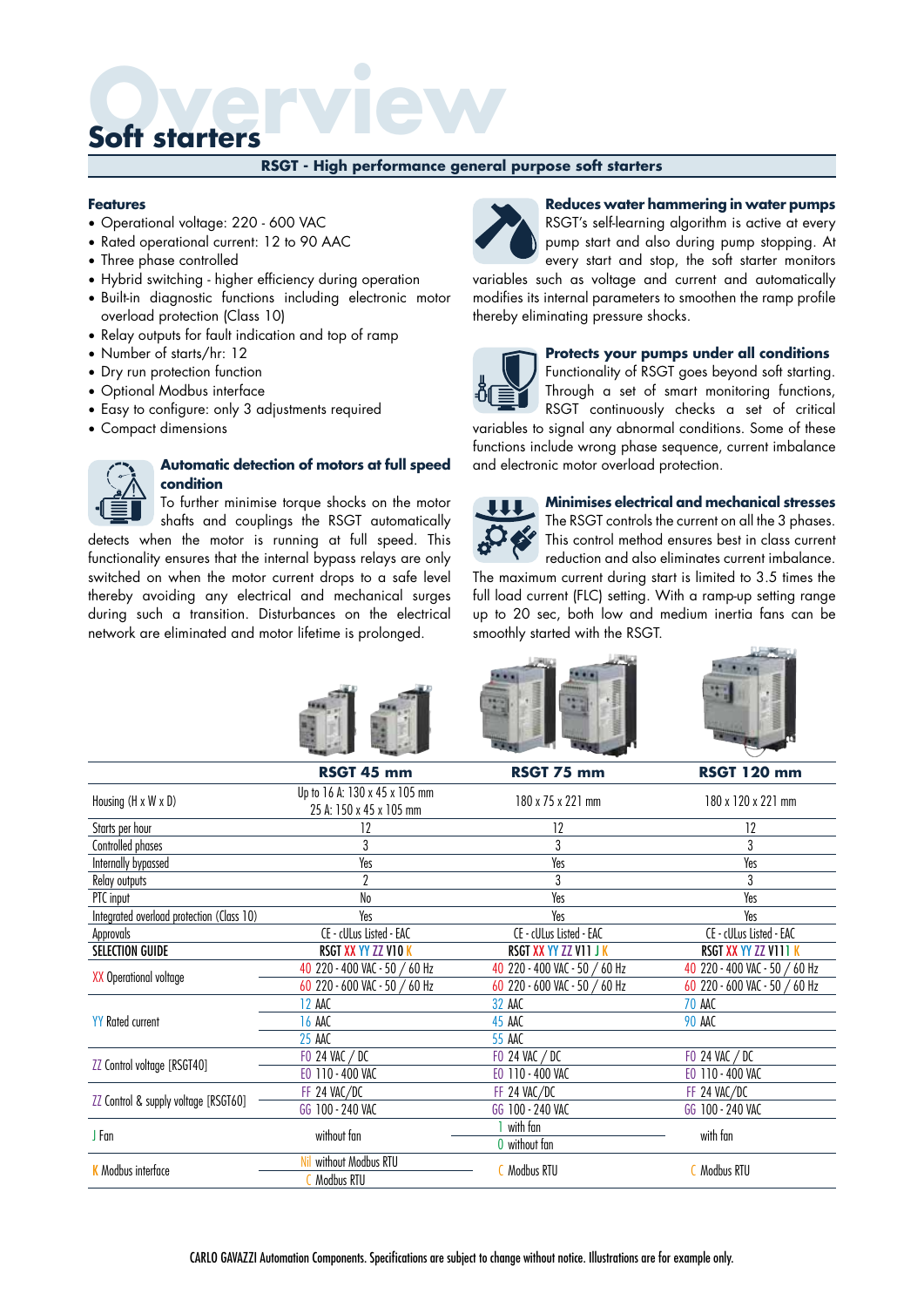# Overview

## Soft starters

### RSGT - High performance general purpose soft starters

**Features**

- Operational voltage: 220 - 600 VAC
- Rated operational current: 12 to 90 AAC
- Three phase controlled
- Hybrid switching - higher efficiency during operation
- Built-in diagnostic functions including electronic motor overload protection (Class 10)
- Relay outputs for fault indication and top of ramp
- Number of starts/hr: 12
- Dry run protection function
- Optional Modbus interface
- Easy to configure: only 3 adjustments required
- Compact dimensions

**Automatic detection of motors at full speed condition**

To further minimise torque shocks on the motor shafts and couplings the RSGT automatically detects when the motor is running at full speed. This functionality ensures that the internal bypass relays are only switched on when the motor current drops to a safe level thereby avoiding any electrical and mechanical surges during such a transition. Disturbances on the electrical network are eliminated and motor lifetime is prolonged.

**Reduces water hammering in water pumps**

RSGT's self-learning algorithm is active at every pump start and also during pump stopping. At every start and stop, the soft starter monitors variables such as voltage and current and automatically modifies its internal parameters to smoothen the ramp profile thereby eliminating pressure shocks.

**Protects your pumps under all conditions**

Functionality of RSGT goes beyond soft starting. Through a set of smart monitoring functions, RSGT continuously checks a set of critical variables to signal any abnormal conditions. Some of these functions include wrong phase sequence, current imbalance and electronic motor overload protection.

**Minimises electrical and mechanical stresses**

The RSGT controls the current on all the 3 phases. This control method ensures best in class current reduction and also eliminates current imbalance. The maximum current during start is limited to 3.5 times the full load current (FLC) setting. With a ramp-up setting range up to 20 sec, both low and medium inertia fans can be smoothly started with the RSGT.

| | RSGT 45 mm | RSGT 75 mm | RSGT 120 mm |
|---|---|---|---|
| Housing (H x W x D) | Up to 16 A: 130 x 45 x 105 mm<br>25 A: 150 x 45 x 105 mm | 180 x 75 x 221 mm | 180 x 120 x 221 mm |
| Starts per hour | 12 | 12 | 12 |
| Controlled phases | 3 | 3 | 3 |
| Internally bypassed | Yes | Yes | Yes |
| Relay outputs | 2 | 3 | 3 |
| PTC input | No | Yes | Yes |
| Integrated overload protection (Class 10) | Yes | Yes | Yes |
| Approvals | CE - cULus Listed - EAC | CE - cULus Listed - EAC | CE - cULus Listed - EAC |
| **SELECTION GUIDE** | **RSGT XX YY ZZ V10 K** | **RSGT XX YY ZZ V11 J K** | **RSGT XX YY ZZ V111 K** |
| XX Operational voltage | 40 220 - 400 VAC - 50 / 60 Hz | 40 220 - 400 VAC - 50 / 60 Hz | 40 220 - 400 VAC - 50 / 60 Hz |
| | 60 220 - 600 VAC - 50 / 60 Hz | 60 220 - 600 VAC - 50 / 60 Hz | 60 220 - 600 VAC - 50 / 60 Hz |
| YY Rated current | 12 AAC | 32 AAC | 70 AAC |
| | 16 AAC | 45 AAC | 90 AAC |
| | 25 AAC | 55 AAC | |
| ZZ Control voltage [RSGT40] | F0 24 VAC / DC | F0 24 VAC / DC | F0 24 VAC / DC |
| | E0 110 - 400 VAC | E0 110 - 400 VAC | E0 110 - 400 VAC |
| ZZ Control & supply voltage [RSGT60] | FF 24 VAC/DC | FF 24 VAC/DC | FF 24 VAC/DC |
| | GG 100 - 240 VAC | GG 100 - 240 VAC | GG 100 - 240 VAC |
| J Fan | without fan | 1 with fan | with fan |
| | | 0 without fan | |
| K Modbus interface | Nil without Modbus RTU | C Modbus RTU | C Modbus RTU |
| | C Modbus RTU | | |

CARLO GAVAZZI Automation Components. Specifications are subject to change without notice. Illustrations are for example only.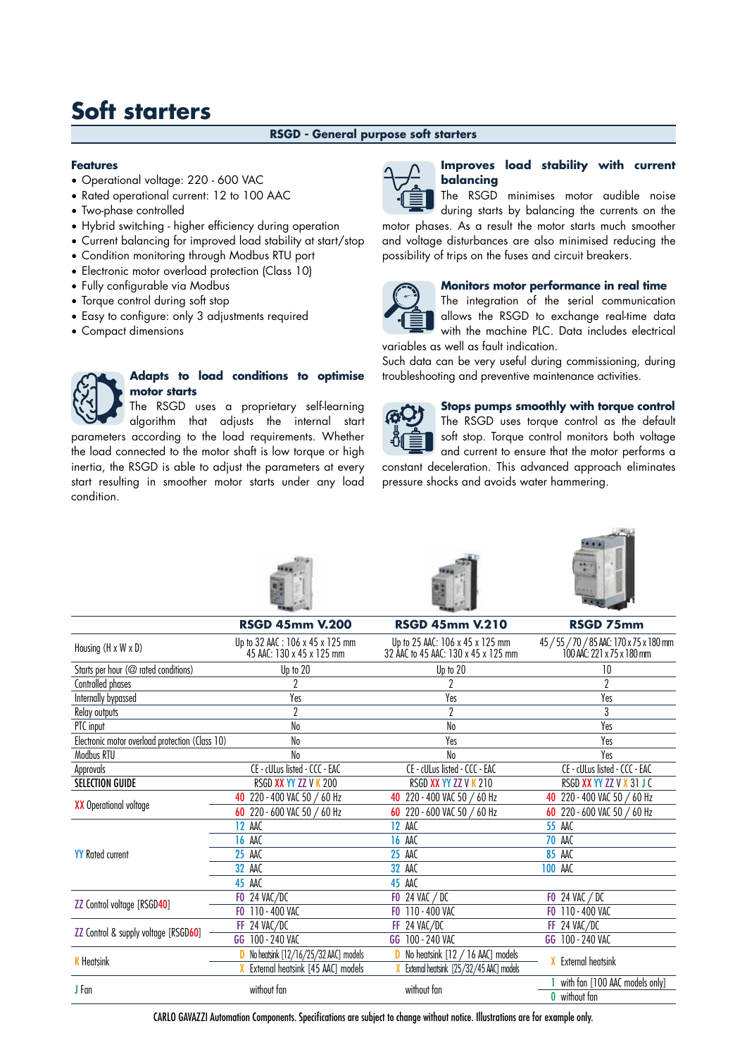# Soft starters

## RSGD - General purpose soft starters

### Features

- Operational voltage: 220 - 600 VAC
- Rated operational current: 12 to 100 AAC
- Two-phase controlled
- Hybrid switching - higher efficiency during operation
- Current balancing for improved load stability at start/stop
- Condition monitoring through Modbus RTU port
- Electronic motor overload protection (Class 10)
- Fully configurable via Modbus
- Torque control during soft stop
- Easy to configure: only 3 adjustments required
- Compact dimensions

### Adapts to load conditions to optimise motor starts

The RSGD uses a proprietary self-learning algorithm that adjusts the internal start parameters according to the load requirements. Whether the load connected to the motor shaft is low torque or high inertia, the RSGD is able to adjust the parameters at every start resulting in smoother motor starts under any load condition.

### Improves load stability with current balancing

The RSGD minimises motor audible noise during starts by balancing the currents on the motor phases. As a result the motor starts much smoother and voltage disturbances are also minimised reducing the possibility of trips on the fuses and circuit breakers.

### Monitors motor performance in real time

The integration of the serial communication allows the RSGD to exchange real-time data with the machine PLC. Data includes electrical variables as well as fault indication.

Such data can be very useful during commissioning, during troubleshooting and preventive maintenance activities.

### Stops pumps smoothly with torque control

The RSGD uses torque control as the default soft stop. Torque control monitors both voltage and current to ensure that the motor performs a constant deceleration. This advanced approach eliminates pressure shocks and avoids water hammering.

| | RSGD 45mm V.200 | RSGD 45mm V.210 | RSGD 75mm |
|---|---|---|---|
| Housing (H x W x D) | Up to 32 AAC : 106 x 45 x 125 mm<br>45 AAC: 130 x 45 x 125 mm | Up to 25 AAC: 106 x 45 x 125 mm<br>32 AAC to 45 AAC: 130 x 45 x 125 mm | 45 / 55 / 70 / 85 AAC: 170 x 75 x 180 mm<br>100 AAC: 221 x 75 x 180 mm |
| Starts per hour (@ rated conditions) | Up to 20 | Up to 20 | 10 |
| Controlled phases | 2 | 2 | 2 |
| Internally bypassed | Yes | Yes | Yes |
| Relay outputs | 2 | 2 | 3 |
| PTC input | No | No | Yes |
| Electronic motor overload protection (Class 10) | No | Yes | Yes |
| Modbus RTU | No | No | Yes |
| Approvals | CE - cULus listed - CCC - EAC | CE - cULus listed - CCC - EAC | CE - cULus listed - CCC - EAC |
| **SELECTION GUIDE** | RSGD XX YY ZZ V K 200 | RSGD XX YY ZZ V K 210 | RSGD XX YY ZZ V X 31 J C |
| XX Operational voltage | 40 220 - 400 VAC 50 / 60 Hz | 40 220 - 400 VAC 50 / 60 Hz | 40 220 - 400 VAC 50 / 60 Hz |
| | 60 220 - 600 VAC 50 / 60 Hz | 60 220 - 600 VAC 50 / 60 Hz | 60 220 - 600 VAC 50 / 60 Hz |
| YY Rated current | 12 AAC | 12 AAC | 55 AAC |
| | 16 AAC | 16 AAC | 70 AAC |
| | 25 AAC | 25 AAC | 85 AAC |
| | 32 AAC | 32 AAC | 100 AAC |
| | 45 AAC | 45 AAC | |
| ZZ Control voltage [RSGD40] | F0 24 VAC/DC | F0 24 VAC / DC | F0 24 VAC / DC |
| | F0 110 - 400 VAC | F0 110 - 400 VAC | F0 110 - 400 VAC |
| ZZ Control & supply voltage [RSGD60] | FF 24 VAC/DC | FF 24 VAC/DC | FF 24 VAC/DC |
| | GG 100 - 240 VAC | GG 100 - 240 VAC | GG 100 - 240 VAC |
| K Heatsink | D No heatsink [12/16/25/32 AAC] models | D No heatsink [12 / 16 AAC] models | X External heatsink |
| | X External heatsink [45 AAC] models | X External heatsink [25/32/45 AAC] models | |
| J Fan | without fan | without fan | 1 with fan [100 AAC models only] |
| | | | 0 without fan |

CARLO GAVAZZI Automation Components. Specifications are subject to change without notice. Illustrations are for example only.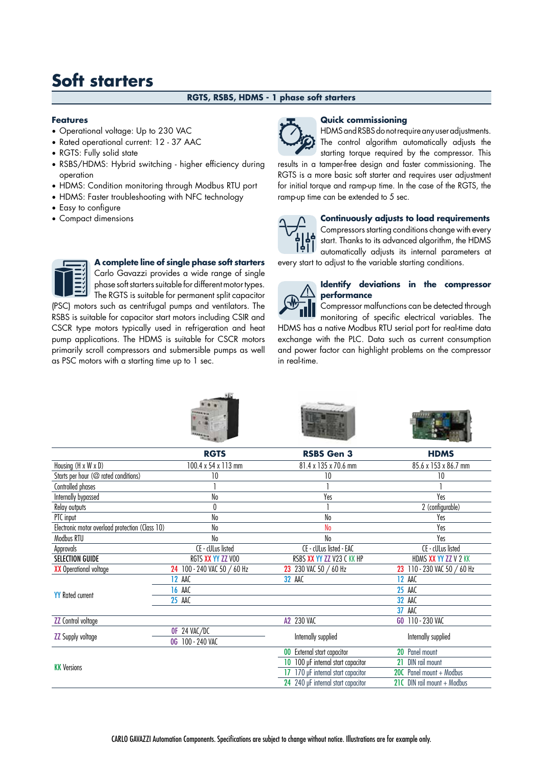# Soft starters

## RGTS, RSBS, HDMS - 1 phase soft starters

### Features

- Operational voltage: Up to 230 VAC
- Rated operational current: 12 - 37 AAC
- RGTS: Fully solid state
- RSBS/HDMS: Hybrid switching - higher efficiency during operation
- HDMS: Condition monitoring through Modbus RTU port
- HDMS: Faster troubleshooting with NFC technology
- Easy to configure
- Compact dimensions

### A complete line of single phase soft starters

Carlo Gavazzi provides a wide range of single phase soft starters suitable for different motor types. The RGTS is suitable for permanent split capacitor (PSC) motors such as centrifugal pumps and ventilators. The RSBS is suitable for capacitor start motors including CSIR and CSCR type motors typically used in refrigeration and heat pump applications. The HDMS is suitable for CSCR motors primarily scroll compressors and submersible pumps as well as PSC motors with a starting time up to 1 sec.

### Quick commissioning

HDMS and RSBS do not require any user adjustments. The control algorithm automatically adjusts the starting torque required by the compressor. This results in a tamper-free design and faster commissioning. The RGTS is a more basic soft starter and requires user adjustment for initial torque and ramp-up time. In the case of the RGTS, the ramp-up time can be extended to 5 sec.

### Continuously adjusts to load requirements

Compressors starting conditions change with every start. Thanks to its advanced algorithm, the HDMS automatically adjusts its internal parameters at every start to adjust to the variable starting conditions.

### Identify deviations in the compressor performance

Compressor malfunctions can be detected through monitoring of specific electrical variables. The HDMS has a native Modbus RTU serial port for real-time data exchange with the PLC. Data such as current consumption and power factor can highlight problems on the compressor in real-time.

| | RGTS | RSBS Gen 3 | HDMS |
|---|---|---|---|
| Housing (H x W x D) | 100.4 x 54 x 113 mm | 81.4 x 135 x 70.6 mm | 85.6 x 153 x 86.7 mm |
| Starts per hour (@ rated conditions) | 10 | 10 | 10 |
| Controlled phases | 1 | 1 | 1 |
| Internally bypassed | No | Yes | Yes |
| Relay outputs | 0 | 1 | 2 (configurable) |
| PTC input | No | No | Yes |
| Electronic motor overload protection (Class 10) | No | No | Yes |
| Modbus RTU | No | No | Yes |
| Approvals | CE - cULus listed | CE - cULus listed - EAC | CE - cULus listed |
| **SELECTION GUIDE** | RGTS XX YY ZZ V00 | RSBS XX YY ZZ V23 C KK HP | HDMS XX YY ZZ V 2 KK |
| XX Operational voltage | 24 100 - 240 VAC 50 / 60 Hz | 23 230 VAC 50 / 60 Hz | 23 110 - 230 VAC 50 / 60 Hz |
| YY Rated current | 12 AAC | 32 AAC | 12 AAC |
| | 16 AAC | | 25 AAC |
| | 25 AAC | | 32 AAC |
| | | | 37 AAC |
| ZZ Control voltage | | A2 230 VAC | G0 110 - 230 VAC |
| ZZ Supply voltage | 0F 24 VAC/DC | Internally supplied | Internally supplied |
| | 0G 100 - 240 VAC | | |
| KK Versions | | 00 External start capacitor | 20 Panel mount |
| | | 10 100 µF internal start capacitor | 21 DIN rail mount |
| | | 17 170 µF internal start capacitor | 20C Panel mount + Modbus |
| | | 24 240 µF internal start capacitor | 21C DIN rail mount + Modbus |

CARLO GAVAZZI Automation Components. Specifications are subject to change without notice. Illustrations are for example only.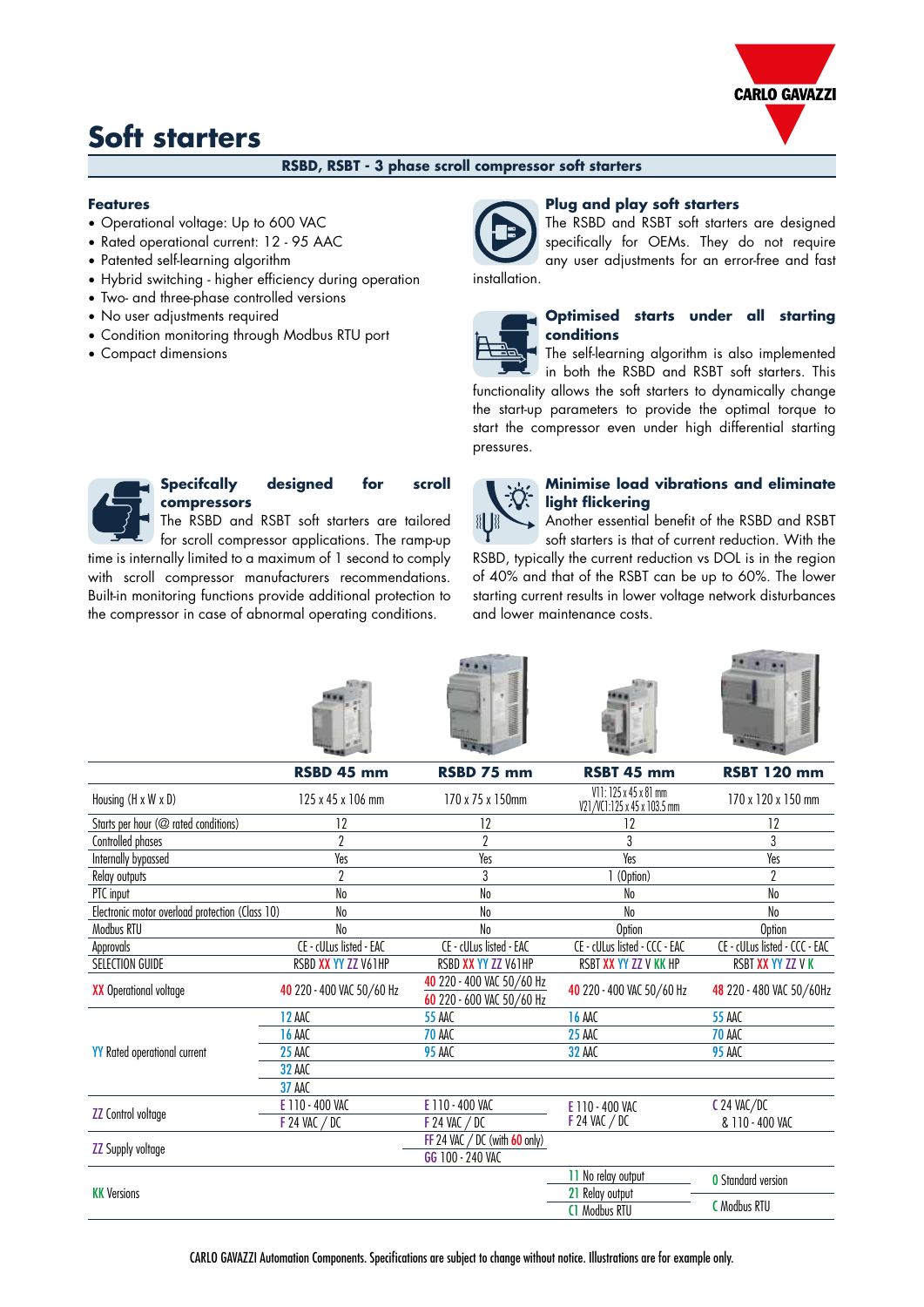# Soft starters

**RSBD, RSBT - 3 phase scroll compressor soft starters**

### Features

- Operational voltage: Up to 600 VAC
- Rated operational current: 12 - 95 AAC
- Patented self-learning algorithm
- Hybrid switching - higher efficiency during operation
- Two- and three-phase controlled versions
- No user adjustments required
- Condition monitoring through Modbus RTU port
- Compact dimensions

### Plug and play soft starters

The RSBD and RSBT soft starters are designed specifically for OEMs. They do not require any user adjustments for an error-free and fast installation.

### Optimised starts under all starting conditions

The self-learning algorithm is also implemented in both the RSBD and RSBT soft starters. This functionality allows the soft starters to dynamically change the start-up parameters to provide the optimal torque to start the compressor even under high differential starting pressures.

### Specifcally designed for scroll compressors

The RSBD and RSBT soft starters are tailored for scroll compressor applications. The ramp-up time is internally limited to a maximum of 1 second to comply with scroll compressor manufacturers recommendations. Built-in monitoring functions provide additional protection to the compressor in case of abnormal operating conditions.

### Minimise load vibrations and eliminate light flickering

Another essential benefit of the RSBD and RSBT soft starters is that of current reduction. With the RSBD, typically the current reduction vs DOL is in the region of 40% and that of the RSBT can be up to 60%. The lower starting current results in lower voltage network disturbances and lower maintenance costs.

| | RSBD 45 mm | RSBD 75 mm | RSBT 45 mm | RSBT 120 mm |
|---|---|---|---|---|
| Housing (H x W x D) | 125 x 45 x 106 mm | 170 x 75 x 150mm | V11: 125 x 45 x 81 mm<br>V21/VC1:125 x 45 x 103.5 mm | 170 x 120 x 150 mm |
| Starts per hour (@ rated conditions) | 12 | 12 | 12 | 12 |
| Controlled phases | 2 | 2 | 3 | 3 |
| Internally bypassed | Yes | Yes | Yes | Yes |
| Relay outputs | 2 | 3 | 1 (Option) | 2 |
| PTC input | No | No | No | No |
| Electronic motor overload protection (Class 10) | No | No | No | No |
| Modbus RTU | No | No | Option | Option |
| Approvals | CE - cULus listed - EAC | CE - cULus listed - EAC | CE - cULus listed - CCC - EAC | CE - cULus listed - CCC - EAC |
| SELECTION GUIDE | RSBD XX YY ZZ V61HP | RSBD XX YY ZZ V61HP | RSBT XX YY ZZ V KK HP | RSBT XX YY ZZ V K |
| XX Operational voltage | 40 220 - 400 VAC 50/60 Hz | 40 220 - 400 VAC 50/60 Hz<br>60 220 - 600 VAC 50/60 Hz | 40 220 - 400 VAC 50/60 Hz | 48 220 - 480 VAC 50/60Hz |
| YY Rated operational current | 12 AAC | 55 AAC | 16 AAC | 55 AAC |
| | 16 AAC | 70 AAC | 25 AAC | 70 AAC |
| | 25 AAC | 95 AAC | 32 AAC | 95 AAC |
| | 32 AAC | | | |
| | 37 AAC | | | |
| ZZ Control voltage | E 110 - 400 VAC<br>F 24 VAC / DC | E 110 - 400 VAC<br>F 24 VAC / DC | E 110 - 400 VAC<br>F 24 VAC / DC | C 24 VAC/DC & 110 - 400 VAC |
| ZZ Supply voltage | | FF 24 VAC / DC (with 60 only)<br>GG 100 - 240 VAC | | |
| KK Versions | | | 11 No relay output<br>21 Relay output<br>C1 Modbus RTU | 0 Standard version<br>C Modbus RTU |

CARLO GAVAZZI Automation Components. Specifications are subject to change without notice. Illustrations are for example only.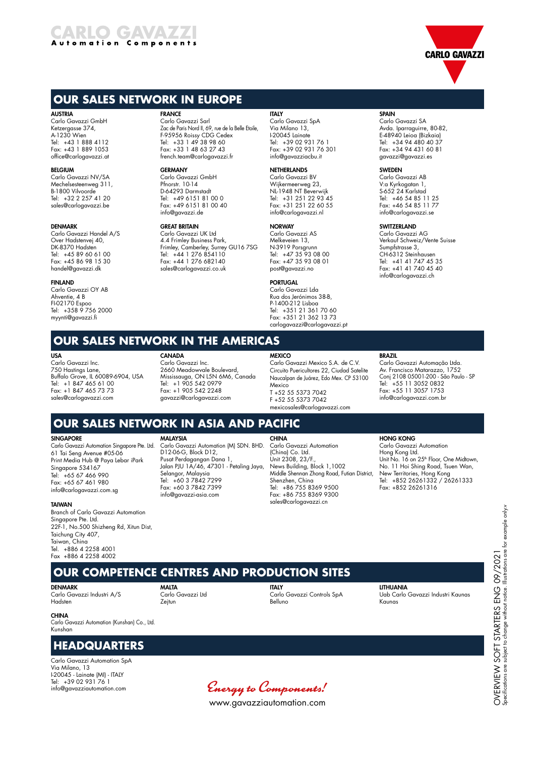# CARLO GAVAZZI

Automation Components

CARLO GAVAZZI

## OUR SALES NETWORK IN EUROPE

**AUSTRIA**
Carlo Gavazzi GmbH
Ketzergasse 374,
A-1230 Wien
Tel: +43 1 888 4112
Fax: +43 1 889 1053
office@carlogavazzi.at

**BELGIUM**
Carlo Gavazzi NV/SA
Mechelsesteenweg 311,
B-1800 Vilvoorde
Tel: +32 2 257 41 20
sales@carlogavazzi.be

**DENMARK**
Carlo Gavazzi Handel A/S
Over Hadstenvej 40,
DK-8370 Hadsten
Tel: +45 89 60 61 00
Fax: +45 86 98 15 30
handel@gavazzi.dk

**FINLAND**
Carlo Gavazzi OY AB
Ahventie, 4 B
FI-02170 Espoo
Tel: +358 9 756 2000
myynti@gavazzi.fi

**FRANCE**
Carlo Gavazzi Sarl
Zac de Paris Nord II, 69, rue de la Belle Etoile,
F-95956 Roissy CDG Cedex
Tel: +33 1 49 38 98 60
Fax: +33 1 48 63 27 43
french.team@carlogavazzi.fr

**GERMANY**
Carlo Gavazzi GmbH
Pfnorstr. 10-14
D-64293 Darmstadt
Tel: +49 6151 81 00 0
Fax: +49 6151 81 00 40
info@gavazzi.de

**GREAT BRITAIN**
Carlo Gavazzi UK Ltd
4.4 Frimley Business Park,
Frimley, Camberley, Surrey GU16 7SG
Tel: +44 1 276 854110
Fax: +44 1 276 682140
sales@carlogavazzi.co.uk

**ITALY**
Carlo Gavazzi SpA
Via Milano 13,
I-20045 Lainate
Tel: +39 02 931 76 1
Fax: +39 02 931 76 301
info@gavazziacbu.it

**NETHERLANDS**
Carlo Gavazzi BV
Wijkermeerweg 23,
NL-1948 NT Beverwijk
Tel: +31 251 22 93 45
Fax: +31 251 22 60 55
info@carlogavazzi.nl

**NORWAY**
Carlo Gavazzi AS
Melkeveien 13,
N-3919 Porsgrunn
Tel: +47 35 93 08 00
Fax: +47 35 93 08 01
post@gavazzi.no

**PORTUGAL**
Carlo Gavazzi Lda
Rua dos Jerónimos 38-B,
P-1400-212 Lisboa
Tel: +351 21 361 70 60
Fax: +351 21 362 13 73
carlogavazzi@carlogavazzi.pt

**SPAIN**
Carlo Gavazzi SA
Avda. Iparraguirre, 80-82,
E-48940 Leioa (Bizkaia)
Tel: +34 94 480 40 37
Fax: +34 94 431 60 81
gavazzi@gavazzi.es

**SWEDEN**
Carlo Gavazzi AB
V:a Kyrkogatan 1,
S-652 24 Karlstad
Tel: +46 54 85 11 25
Fax: +46 54 85 11 77
info@carlogavazzi.se

**SWITZERLAND**
Carlo Gavazzi AG
Verkauf Schweiz/Vente Suisse
Sumpfstrasse 3,
CH-6312 Steinhausen
Tel: +41 41 747 45 35
Fax: +41 41 740 45 40
info@carlogavazzi.ch

## OUR SALES NETWORK IN THE AMERICAS

**USA**
Carlo Gavazzi Inc.
750 Hastings Lane,
Buffalo Grove, IL 60089-6904, USA
Tel: +1 847 465 61 00
Fax: +1 847 465 73 73
sales@carlogavazzi.com

**CANADA**
Carlo Gavazzi Inc.
2660 Meadowvale Boulevard,
Mississauga, ON L5N 6M6, Canada
Tel: +1 905 542 0979
Fax: +1 905 542 2248
gavazzi@carlogavazzi.com

**MEXICO**
Carlo Gavazzi Mexico S.A. de C.V.
Circuito Puericultores 22, Ciudad Satelite
Naucalpan de Juárez, Edo Mex. CP 53100
Mexico
T +52 55 5373 7042
F +52 55 5373 7042
mexicosales@carlogavazzi.com

**BRAZIL**
Carlo Gavazzi Automação Ltda.
Av. Francisco Matarazzo, 1752
Conj 2108 05001-200 - São Paulo - SP
Tel: +55 11 3052 0832
Fax: +55 11 3057 1753
info@carlogavazzi.com.br

## OUR SALES NETWORK IN ASIA AND PACIFIC

**SINGAPORE**
Carlo Gavazzi Automation Singapore Pte. Ltd.
61 Tai Seng Avenue #05-06
Print Media Hub @ Paya Lebar iPark
Singapore 534167
Tel: +65 67 466 990
Fax: +65 67 461 980
info@carlogavazzi.com.sg

**TAIWAN**
Branch of Carlo Gavazzi Automation
Singapore Pte. Ltd.
22F-1, No.500 Shizheng Rd, Xitun Dist,
Taichung City 407,
Taiwan, China
Tel. +886 4 2258 4001
Fax +886 4 2258 4002

**MALAYSIA**
Carlo Gavazzi Automation (M) SDN. BHD.
D12-06-G, Block D12,
Pusat Perdagangan Dana 1,
Jalan PJU 1A/46, 47301 - Petaling Jaya,
Selangor, Malaysia
Tel: +60 3 7842 7299
Fax: +60 3 7842 7399
info@gavazzi-asia.com

**CHINA**
Carlo Gavazzi Automation
(China) Co. Ltd.
Unit 2308, 23/F.,
News Building, Block 1,1002
Middle Shennan Zhong Road, Futian District,
Shenzhen, China
Tel: +86 755 8369 9500
Fax: +86 755 8369 9300
sales@carlogavazzi.cn

**HONG KONG**
Carlo Gavazzi Automation
Hong Kong Ltd.
Unit No. 16 on 25th Floor, One Midtown,
No. 11 Hoi Shing Road, Tsuen Wan,
New Territories, Hong Kong
Tel: +852 26261332 / 26261333
Fax: +852 26261316

## OUR COMPETENCE CENTRES AND PRODUCTION SITES

**DENMARK**
Carlo Gavazzi Industri A/S
Hadsten

**CHINA**
Carlo Gavazzi Automation (Kunshan) Co., Ltd.
Kunshan

**MALTA**
Carlo Gavazzi Ltd
Zejtun

**ITALY**
Carlo Gavazzi Controls SpA
Belluno

**LITHUANIA**
Uab Carlo Gavazzi Industri Kaunas
Kaunas

## HEADQUARTERS

Carlo Gavazzi Automation SpA
Via Milano, 13
I-20045 - Lainate (MI) - ITALY
Tel: +39 02 931 76 1
info@gavazziautomation.com

*Energy to Components!*
www.gavazziautomation.com

OVERVIEW SOFT STARTERS ENG 09/2021
Specifications are subject to change without notice. Illustrations are for example only